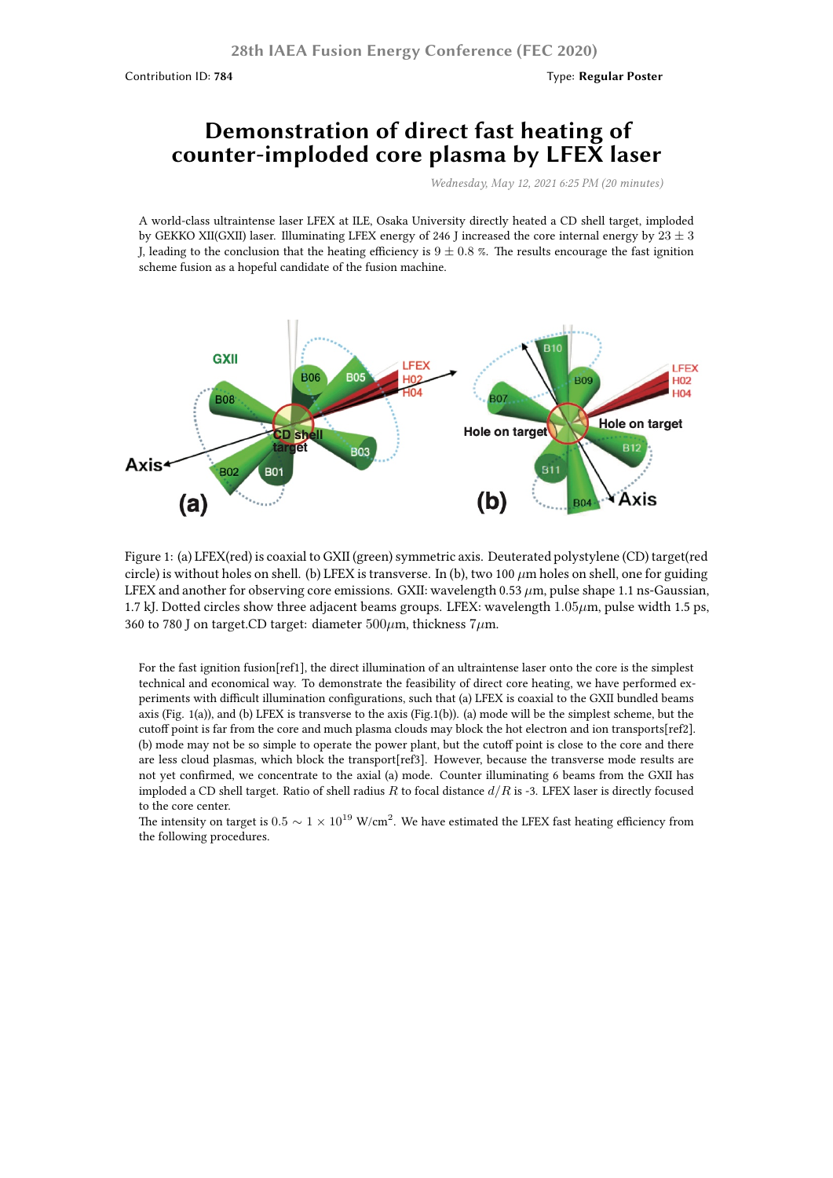Contribution ID: **784** Type: **Regular Poster**

# Demonstration of direct fast heating of counter-imploded core plasma by LFEX laser

*Wednesday, May 12, 2021 6:25 PM (20 minutes)*

A world-class ultraintense laser LFEX at ILE, Osaka University directly heated a CD shell target, imploded by GEKKO XII(GXII) laser. Illuminating LFEX energy of 246 J increased the core internal energy by $23 \pm 3$ J, leading to the conclusion that the heating efficiency is $9 \pm 0.8$ %. The results encourage the fast ignition scheme fusion as a hopeful candidate of the fusion machine.

Figure 1: (a) LFEX(red) is coaxial to GXII (green) symmetric axis. Deuterated polystylene (CD) target(red circle) is without holes on shell. (b) LFEX is transverse. In (b), two 100 $\mu$m holes on shell, one for guiding LFEX and another for observing core emissions. GXII: wavelength 0.53 $\mu$m, pulse shape 1.1 ns-Gaussian, 1.7 kJ. Dotted circles show three adjacent beams groups. LFEX: wavelength 1.05$\mu$m, pulse width 1.5 ps, 360 to 780 J on target.CD target: diameter 500$\mu$m, thickness 7$\mu$m.

For the fast ignition fusion[ref1], the direct illumination of an ultraintense laser onto the core is the simplest technical and economical way. To demonstrate the feasibility of direct core heating, we have performed experiments with difficult illumination configurations, such that (a) LFEX is coaxial to the GXII bundled beams axis (Fig. 1(a)), and (b) LFEX is transverse to the axis (Fig.1(b)). (a) mode will be the simplest scheme, but the cutoff point is far from the core and much plasma clouds may block the hot electron and ion transports[ref2]. (b) mode may not be so simple to operate the power plant, but the cutoff point is close to the core and there are less cloud plasmas, which block the transport[ref3]. However, because the transverse mode results are not yet confirmed, we concentrate to the axial (a) mode. Counter illuminating 6 beams from the GXII has imploded a CD shell target. Ratio of shell radius $R$ to focal distance $d/R$ is -3. LFEX laser is directly focused to the core center.
The intensity on target is $0.5 \sim 1 \times 10^{19}$ W/cm$^2$. We have estimated the LFEX fast heating efficiency from the following procedures.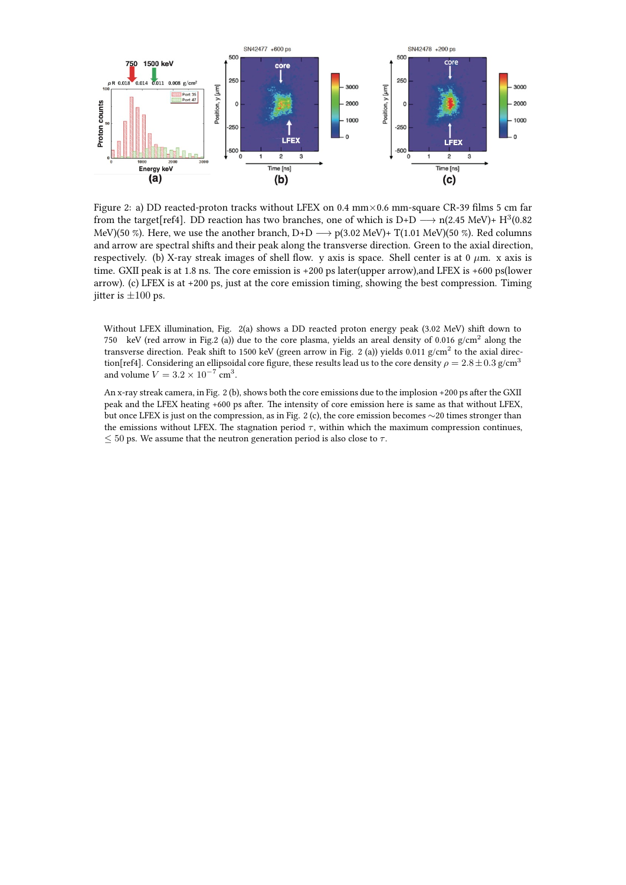Figure 2: a) DD reacted-proton tracks without LFEX on 0.4 mm×0.6 mm-square CR-39 films 5 cm far from the target[ref4]. DD reaction has two branches, one of which is D+D $\longrightarrow$ n(2.45 MeV)+ $H^3$(0.82 MeV)(50 %). Here, we use the another branch, D+D $\longrightarrow$ p(3.02 MeV)+ T(1.01 MeV)(50 %). Red columns and arrow are spectral shifts and their peak along the transverse direction. Green to the axial direction, respectively. (b) X-ray streak images of shell flow. y axis is space. Shell center is at 0 $\mu$m. x axis is time. GXII peak is at 1.8 ns. The core emission is +200 ps later(upper arrow),and LFEX is +600 ps(lower arrow). (c) LFEX is at +200 ps, just at the core emission timing, showing the best compression. Timing jitter is $\pm$100 ps.

Without LFEX illumination, Fig. 2(a) shows a DD reacted proton energy peak (3.02 MeV) shift down to 750 keV (red arrow in Fig.2 (a)) due to the core plasma, yields an areal density of 0.016 g/cm$^2$ along the transverse direction. Peak shift to 1500 keV (green arrow in Fig. 2 (a)) yields 0.011 g/cm$^2$ to the axial direction[ref4]. Considering an ellipsoidal core figure, these results lead us to the core density $\rho = 2.8 \pm 0.3$ g/cm$^3$ and volume $V = 3.2 \times 10^{-7}$ cm$^3$.

An x-ray streak camera, in Fig. 2 (b), shows both the core emissions due to the implosion +200 ps after the GXII peak and the LFEX heating +600 ps after. The intensity of core emission here is same as that without LFEX, but once LFEX is just on the compression, as in Fig. 2 (c), the core emission becomes ∼20 times stronger than the emissions without LFEX. The stagnation period $\tau$, within which the maximum compression continues, $\leq$ 50 ps. We assume that the neutron generation period is also close to $\tau$.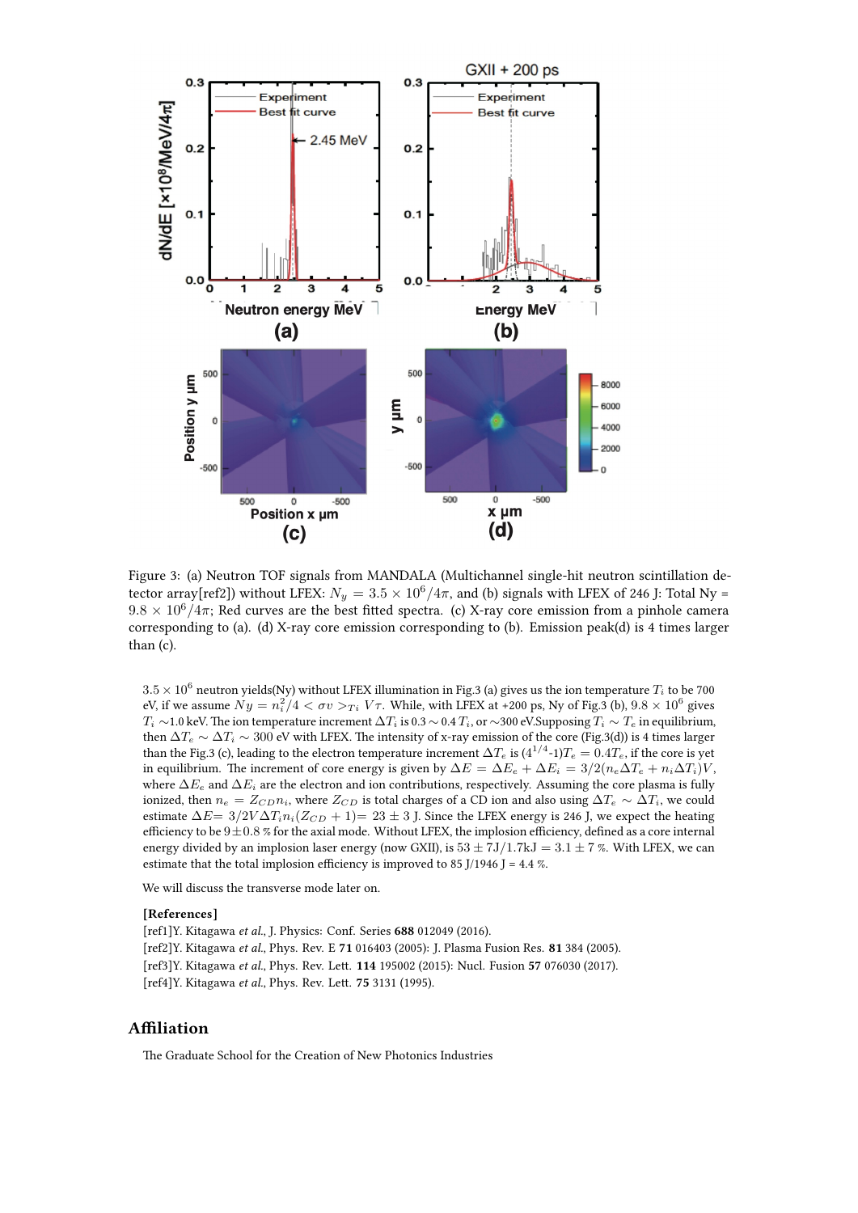Figure 3: (a) Neutron TOF signals from MANDALA (Multichannel single-hit neutron scintillation detector array[ref2]) without LFEX: $N_y = 3.5 \times 10^6/4\pi$, and (b) signals with LFEX of 246 J: Total Ny = $9.8 \times 10^6/4\pi$; Red curves are the best fitted spectra. (c) X-ray core emission from a pinhole camera corresponding to (a). (d) X-ray core emission corresponding to (b). Emission peak(d) is 4 times larger than (c).

$3.5 \times 10^6$ neutron yields(Ny) without LFEX illumination in Fig.3 (a) gives us the ion temperature $T_i$ to be 700 eV, if we assume $Ny = n_i^2/4 < \sigma v >_{Ti}\ V\tau$. While, with LFEX at +200 ps, Ny of Fig.3 (b), $9.8 \times 10^6$ gives $T_i$ ~1.0 keV. The ion temperature increment $\Delta T_i$ is 0.3 ~ 0.4 $T_i$, or ~300 eV.Supposing $T_i \sim T_e$ in equilibrium, then $\Delta T_e \sim \Delta T_i \sim 300$ eV with LFEX. The intensity of x-ray emission of the core (Fig.3(d)) is 4 times larger than the Fig.3 (c), leading to the electron temperature increment $\Delta T_e$ is $(4^{1/4}$-1$)T_e = 0.4T_e$, if the core is yet in equilibrium. The increment of core energy is given by $\Delta E = \Delta E_e + \Delta E_i = 3/2(n_e \Delta T_e + n_i \Delta T_i)V$, where $\Delta E_e$ and $\Delta E_i$ are the electron and ion contributions, respectively. Assuming the core plasma is fully ionized, then $n_e = Z_{CD} n_i$, where $Z_{CD}$ is total charges of a CD ion and also using $\Delta T_e \sim \Delta T_i$, we could estimate $\Delta E$= $3/2V\Delta T_i n_i (Z_{CD} + 1)$= $23 \pm 3$ J. Since the LFEX energy is 246 J, we expect the heating efficiency to be $9 \pm 0.8$ % for the axial mode. Without LFEX, the implosion efficiency, defined as a core internal energy divided by an implosion laser energy (now GXII), is $53 \pm 7\text{J}/1.7\text{kJ} = 3.1 \pm 7$ %. With LFEX, we can estimate that the total implosion efficiency is improved to 85 J/1946 J = 4.4 %.

We will discuss the transverse mode later on.

**[References]**

[ref1]Y. Kitagawa *et al.*, J. Physics: Conf. Series **688** 012049 (2016).
[ref2]Y. Kitagawa *et al.*, Phys. Rev. E **71** 016403 (2005): J. Plasma Fusion Res. **81** 384 (2005).
[ref3]Y. Kitagawa *et al.*, Phys. Rev. Lett. **114** 195002 (2015): Nucl. Fusion **57** 076030 (2017).
[ref4]Y. Kitagawa *et al.*, Phys. Rev. Lett. **75** 3131 (1995).

## Affiliation

The Graduate School for the Creation of New Photonics Industries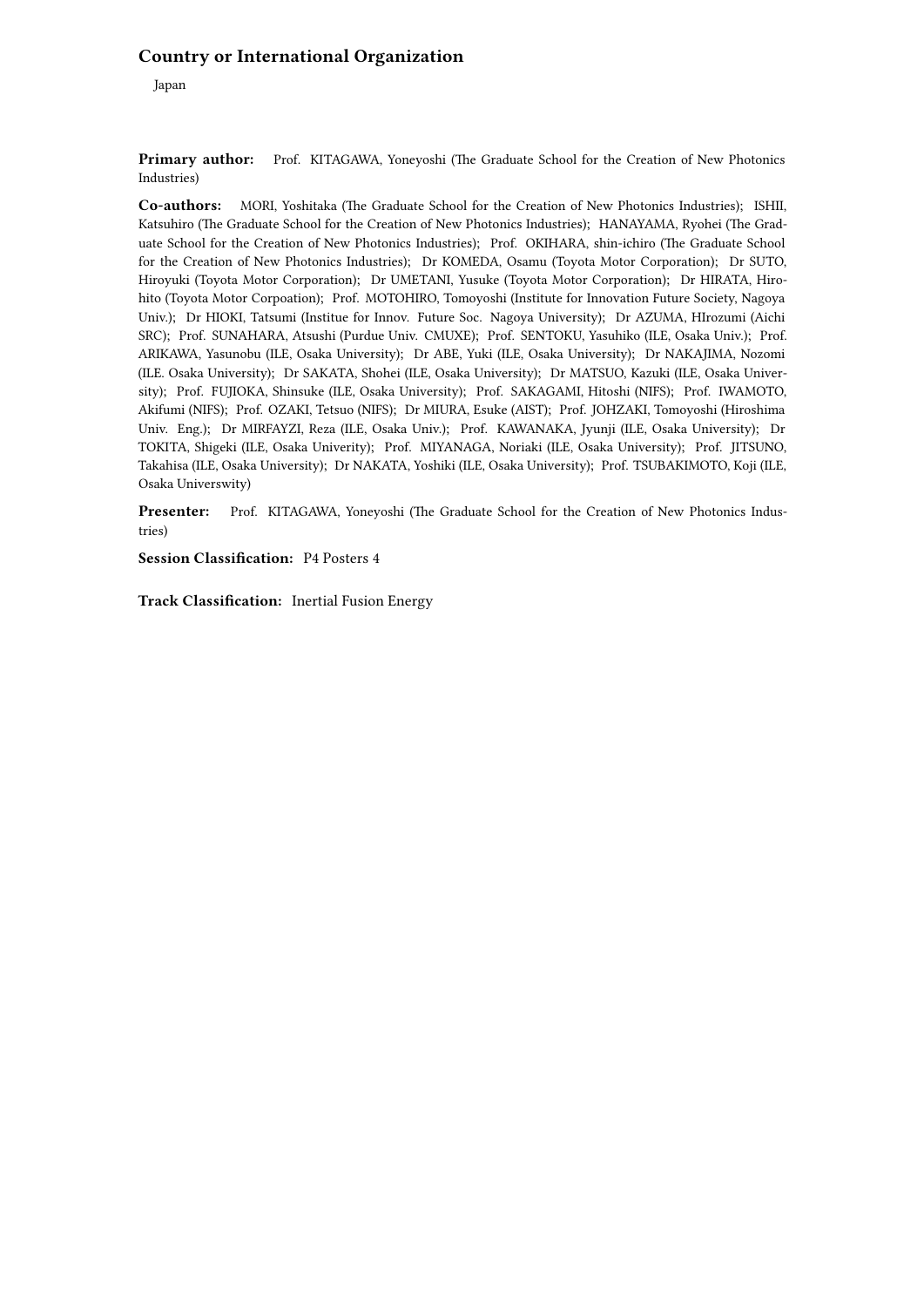### Country or International Organization

Japan

**Primary author:** Prof. KITAGAWA, Yoneyoshi (The Graduate School for the Creation of New Photonics Industries)

**Co-authors:** MORI, Yoshitaka (The Graduate School for the Creation of New Photonics Industries); ISHII, Katsuhiro (The Graduate School for the Creation of New Photonics Industries); HANAYAMA, Ryohei (The Graduate School for the Creation of New Photonics Industries); Prof. OKIHARA, shin-ichiro (The Graduate School for the Creation of New Photonics Industries); Dr KOMEDA, Osamu (Toyota Motor Corporation); Dr SUTO, Hiroyuki (Toyota Motor Corporation); Dr UMETANI, Yusuke (Toyota Motor Corporation); Dr HIRATA, Hirohito (Toyota Motor Corpoation); Prof. MOTOHIRO, Tomoyoshi (Institute for Innovation Future Society, Nagoya Univ.); Dr HIOKI, Tatsumi (Institue for Innov. Future Soc. Nagoya University); Dr AZUMA, HIrozumi (Aichi SRC); Prof. SUNAHARA, Atsushi (Purdue Univ. CMUXE); Prof. SENTOKU, Yasuhiko (ILE, Osaka Univ.); Prof. ARIKAWA, Yasunobu (ILE, Osaka University); Dr ABE, Yuki (ILE, Osaka University); Dr NAKAJIMA, Nozomi (ILE. Osaka University); Dr SAKATA, Shohei (ILE, Osaka University); Dr MATSUO, Kazuki (ILE, Osaka University); Prof. FUJIOKA, Shinsuke (ILE, Osaka University); Prof. SAKAGAMI, Hitoshi (NIFS); Prof. IWAMOTO, Akifumi (NIFS); Prof. OZAKI, Tetsuo (NIFS); Dr MIURA, Esuke (AIST); Prof. JOHZAKI, Tomoyoshi (Hiroshima Univ. Eng.); Dr MIRFAYZI, Reza (ILE, Osaka Univ.); Prof. KAWANAKA, Jyunji (ILE, Osaka University); Dr TOKITA, Shigeki (ILE, Osaka Univerity); Prof. MIYANAGA, Noriaki (ILE, Osaka University); Prof. JITSUNO, Takahisa (ILE, Osaka University); Dr NAKATA, Yoshiki (ILE, Osaka University); Prof. TSUBAKIMOTO, Koji (ILE, Osaka Universwity)

**Presenter:** Prof. KITAGAWA, Yoneyoshi (The Graduate School for the Creation of New Photonics Industries)

**Session Classification:** P4 Posters 4

**Track Classification:** Inertial Fusion Energy